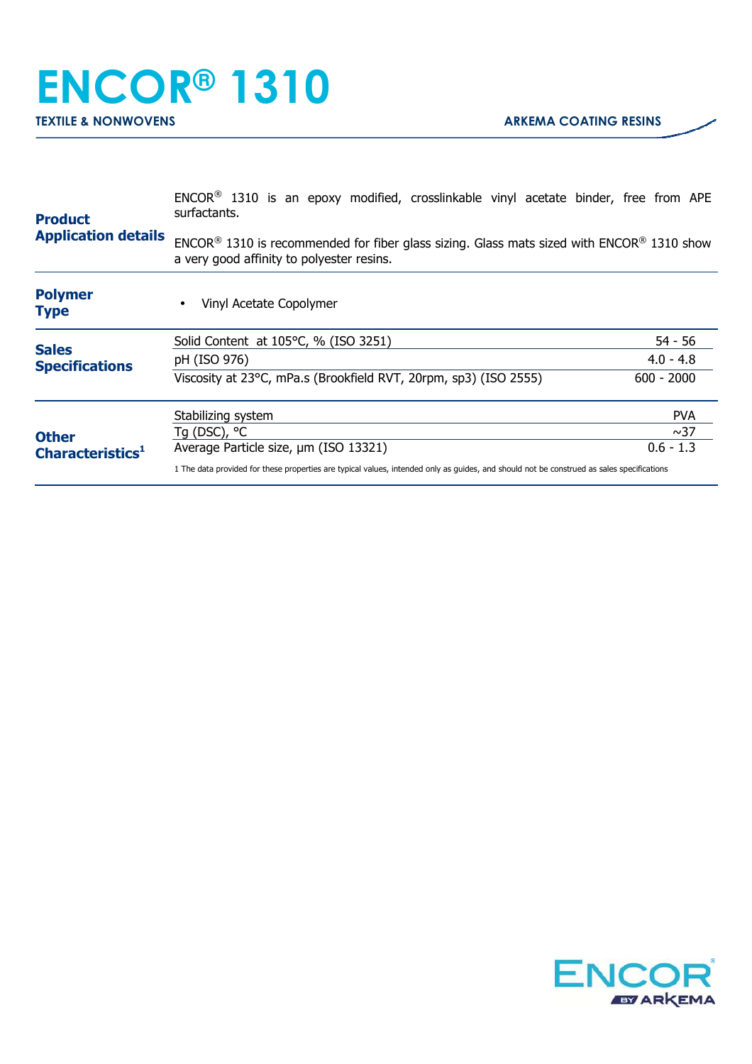# ENCOR® 1310

**TEXTILE & NONWOVENS** — **ARKEMA COATING RESINS**

## Product Application details

ENCOR® 1310 is an epoxy modified, crosslinkable vinyl acetate binder, free from APE surfactants.

ENCOR® 1310 is recommended for fiber glass sizing. Glass mats sized with ENCOR® 1310 show a very good affinity to polyester resins.

## Polymer Type

- Vinyl Acetate Copolymer

## Sales Specifications

| | |
|---|---|
| Solid Content at 105°C, % (ISO 3251) | 54 - 56 |
| pH (ISO 976) | 4.0 - 4.8 |
| Viscosity at 23°C, mPa.s (Brookfield RVT, 20rpm, sp3) (ISO 2555) | 600 - 2000 |

## Other Characteristics[1]

| | |
|---|---|
| Stabilizing system | PVA |
| Tg (DSC), °C | ~37 |
| Average Particle size, µm (ISO 13321) | 0.6 - 1.3 |

1 The data provided for these properties are typical values, intended only as guides, and should not be construed as sales specifications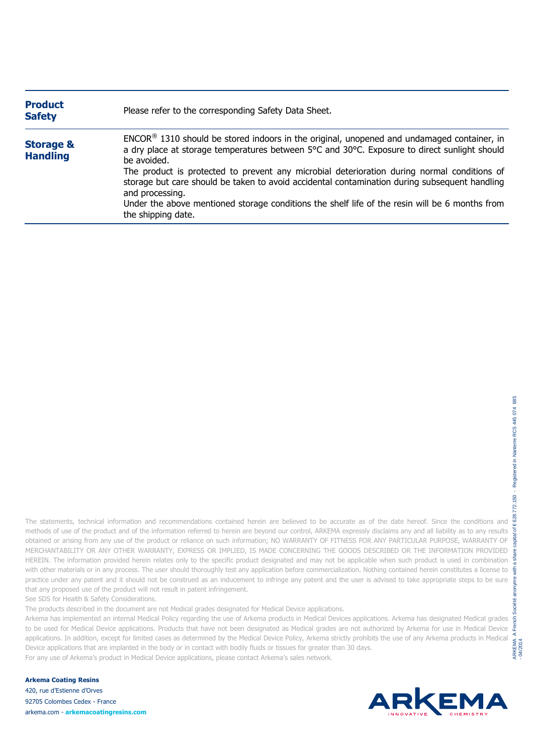| | |
|---|---|
| **Product Safety** | Please refer to the corresponding Safety Data Sheet. |
| **Storage & Handling** | ENCOR® 1310 should be stored indoors in the original, unopened and undamaged container, in a dry place at storage temperatures between 5°C and 30°C. Exposure to direct sunlight should be avoided.<br>The product is protected to prevent any microbial deterioration during normal conditions of storage but care should be taken to avoid accidental contamination during subsequent handling and processing.<br>Under the above mentioned storage conditions the shelf life of the resin will be 6 months from the shipping date. |

The statements, technical information and recommendations contained herein are believed to be accurate as of the date hereof. Since the conditions and methods of use of the product and of the information referred to herein are beyond our control, ARKEMA expressly disclaims any and all liability as to any results obtained or arising from any use of the product or reliance on such information; NO WARRANTY OF FITNESS FOR ANY PARTICULAR PURPOSE, WARRANTY OF MERCHANTABILITY OR ANY OTHER WARRANTY, EXPRESS OR IMPLIED, IS MADE CONCERNING THE GOODS DESCRIBED OR THE INFORMATION PROVIDED HEREIN. The information provided herein relates only to the specific product designated and may not be applicable when such product is used in combination with other materials or in any process. The user should thoroughly test any application before commercialization. Nothing contained herein constitutes a license to practice under any patent and it should not be construed as an inducement to infringe any patent and the user is advised to take appropriate steps to be sure that any proposed use of the product will not result in patent infringement.

See SDS for Health & Safety Considerations.

The products described in the document are not Medical grades designated for Medical Device applications.

Arkema has implemented an internal Medical Policy regarding the use of Arkema products in Medical Devices applications. Arkema has designated Medical grades to be used for Medical Device applications. Products that have not been designated as Medical grades are not authorized by Arkema for use in Medical Device applications. In addition, except for limited cases as determined by the Medical Device Policy, Arkema strictly prohibits the use of any Arkema products in Medical Device applications that are implanted in the body or in contact with bodily fluids or tissues for greater than 30 days.

For any use of Arkema's product in Medical Device applications, please contact Arkema's sales network.

**Arkema Coating Resins**
420, rue d'Estienne d'Orves
92705 Colombes Cedex - France
arkema.com - **arkemacoatingresins.com**

ARKEMA A French Société anonyme with a share capital of € 628.772.150 - Registered in Nanterre RCS 445 074 685 - 04/2014